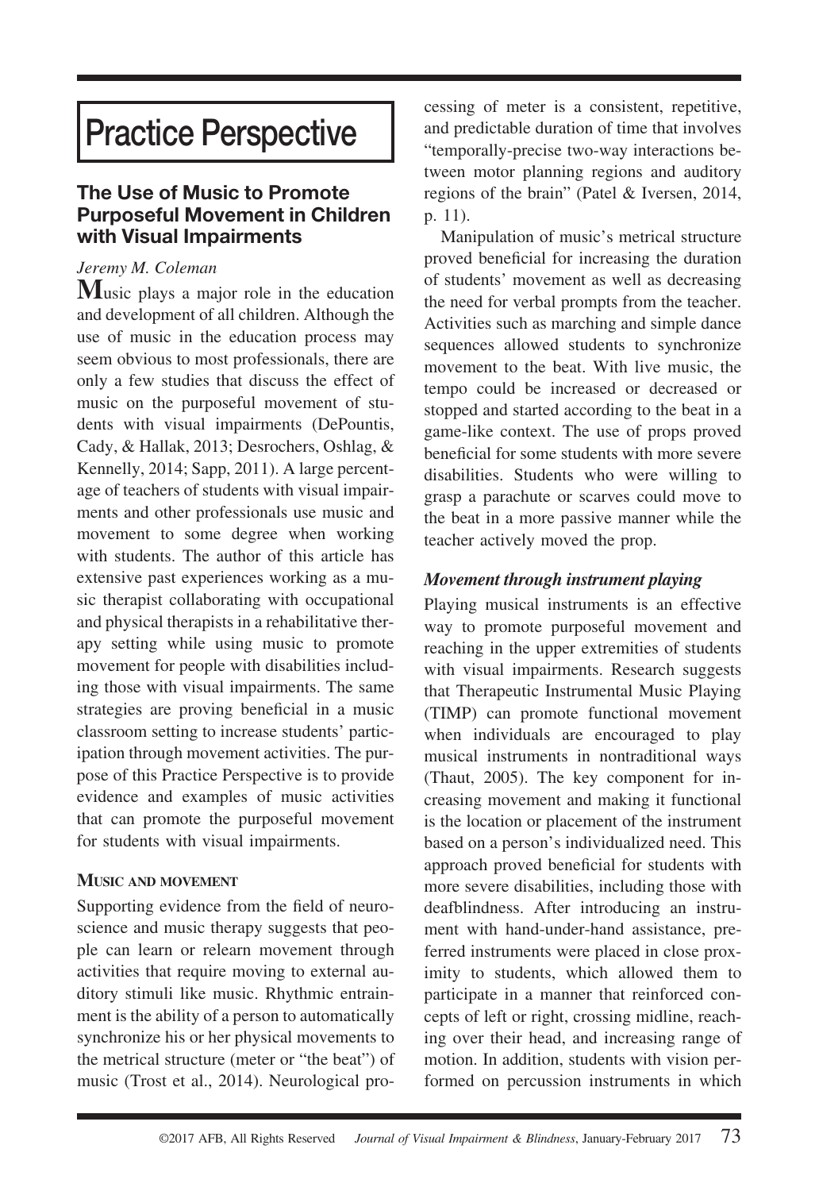# Practice Perspective

## The Use of Music to Promote Purposeful Movement in Children with Visual Impairments

*Jeremy M. Coleman*

Music plays a major role in the education and development of all children. Although the use of music in the education process may seem obvious to most professionals, there are only a few studies that discuss the effect of music on the purposeful movement of students with visual impairments (DePountis, Cady, & Hallak, 2013; Desrochers, Oshlag, & Kennelly, 2014; Sapp, 2011). A large percentage of teachers of students with visual impairments and other professionals use music and movement to some degree when working with students. The author of this article has extensive past experiences working as a music therapist collaborating with occupational and physical therapists in a rehabilitative therapy setting while using music to promote movement for people with disabilities including those with visual impairments. The same strategies are proving beneficial in a music classroom setting to increase students' participation through movement activities. The purpose of this Practice Perspective is to provide evidence and examples of music activities that can promote the purposeful movement for students with visual impairments.

### Music and movement

Supporting evidence from the field of neuroscience and music therapy suggests that people can learn or relearn movement through activities that require moving to external auditory stimuli like music. Rhythmic entrainment is the ability of a person to automatically synchronize his or her physical movements to the metrical structure (meter or "the beat") of music (Trost et al., 2014). Neurological processing of meter is a consistent, repetitive, and predictable duration of time that involves "temporally-precise two-way interactions between motor planning regions and auditory regions of the brain" (Patel & Iversen, 2014, p. 11).

Manipulation of music's metrical structure proved beneficial for increasing the duration of students' movement as well as decreasing the need for verbal prompts from the teacher. Activities such as marching and simple dance sequences allowed students to synchronize movement to the beat. With live music, the tempo could be increased or decreased or stopped and started according to the beat in a game-like context. The use of props proved beneficial for some students with more severe disabilities. Students who were willing to grasp a parachute or scarves could move to the beat in a more passive manner while the teacher actively moved the prop.

### *Movement through instrument playing*

Playing musical instruments is an effective way to promote purposeful movement and reaching in the upper extremities of students with visual impairments. Research suggests that Therapeutic Instrumental Music Playing (TIMP) can promote functional movement when individuals are encouraged to play musical instruments in nontraditional ways (Thaut, 2005). The key component for increasing movement and making it functional is the location or placement of the instrument based on a person's individualized need. This approach proved beneficial for students with more severe disabilities, including those with deafblindness. After introducing an instrument with hand-under-hand assistance, preferred instruments were placed in close proximity to students, which allowed them to participate in a manner that reinforced concepts of left or right, crossing midline, reaching over their head, and increasing range of motion. In addition, students with vision performed on percussion instruments in which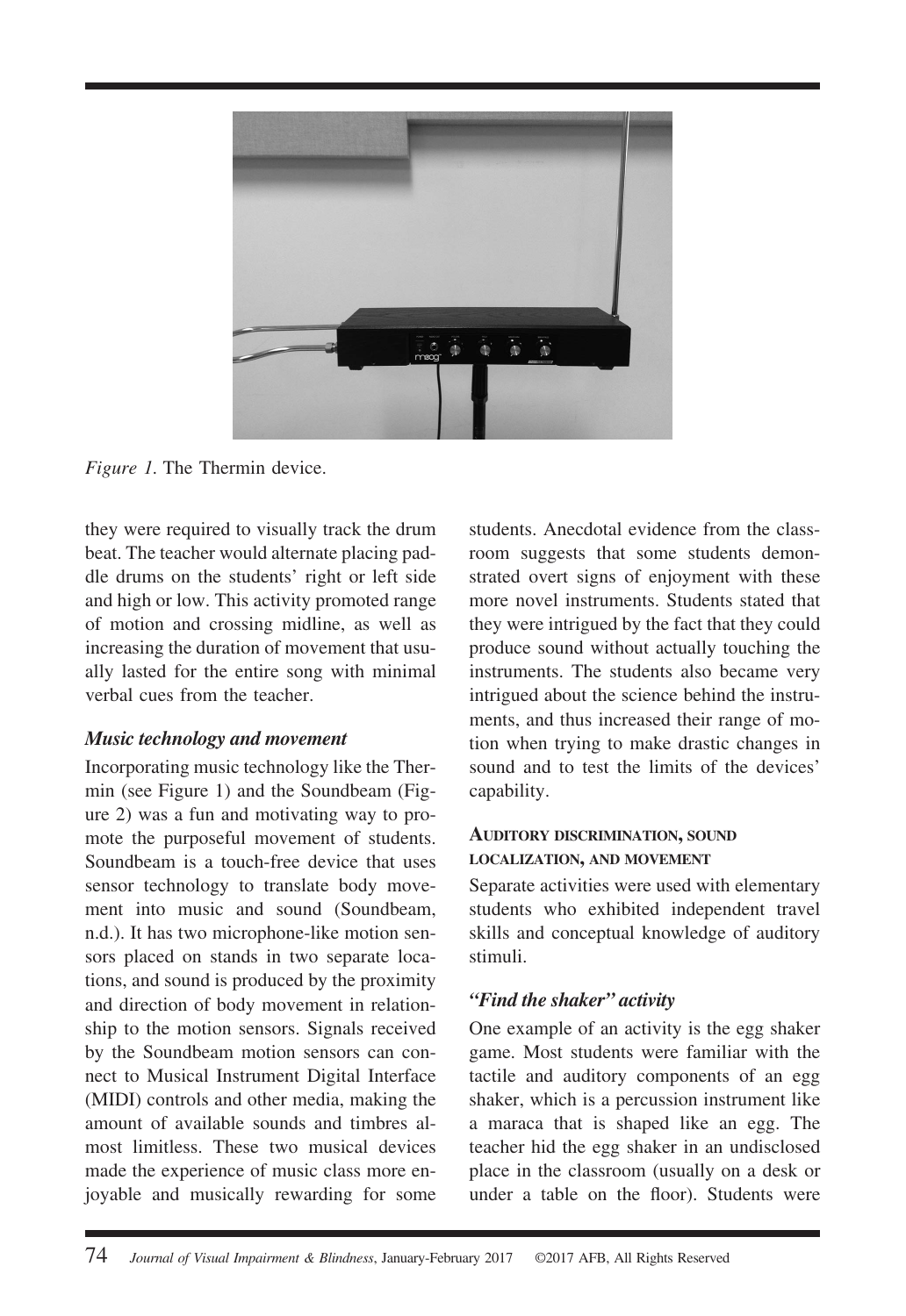*Figure 1.* The Thermin device.

they were required to visually track the drum beat. The teacher would alternate placing paddle drums on the students' right or left side and high or low. This activity promoted range of motion and crossing midline, as well as increasing the duration of movement that usually lasted for the entire song with minimal verbal cues from the teacher.

### *Music technology and movement*

Incorporating music technology like the Thermin (see Figure 1) and the Soundbeam (Figure 2) was a fun and motivating way to promote the purposeful movement of students. Soundbeam is a touch-free device that uses sensor technology to translate body movement into music and sound (Soundbeam, n.d.). It has two microphone-like motion sensors placed on stands in two separate locations, and sound is produced by the proximity and direction of body movement in relationship to the motion sensors. Signals received by the Soundbeam motion sensors can connect to Musical Instrument Digital Interface (MIDI) controls and other media, making the amount of available sounds and timbres almost limitless. These two musical devices made the experience of music class more enjoyable and musically rewarding for some students. Anecdotal evidence from the classroom suggests that some students demonstrated overt signs of enjoyment with these more novel instruments. Students stated that they were intrigued by the fact that they could produce sound without actually touching the instruments. The students also became very intrigued about the science behind the instruments, and thus increased their range of motion when trying to make drastic changes in sound and to test the limits of the devices' capability.

## Auditory discrimination, sound localization, and movement

Separate activities were used with elementary students who exhibited independent travel skills and conceptual knowledge of auditory stimuli.

### *"Find the shaker" activity*

One example of an activity is the egg shaker game. Most students were familiar with the tactile and auditory components of an egg shaker, which is a percussion instrument like a maraca that is shaped like an egg. The teacher hid the egg shaker in an undisclosed place in the classroom (usually on a desk or under a table on the floor). Students were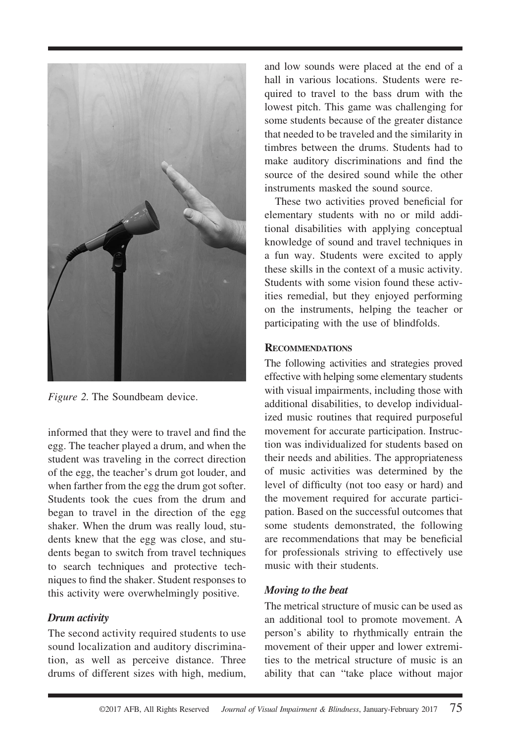*Figure 2.* The Soundbeam device.

informed that they were to travel and find the egg. The teacher played a drum, and when the student was traveling in the correct direction of the egg, the teacher's drum got louder, and when farther from the egg the drum got softer. Students took the cues from the drum and began to travel in the direction of the egg shaker. When the drum was really loud, students knew that the egg was close, and students began to switch from travel techniques to search techniques and protective techniques to find the shaker. Student responses to this activity were overwhelmingly positive.

### *Drum activity*

The second activity required students to use sound localization and auditory discrimination, as well as perceive distance. Three drums of different sizes with high, medium, and low sounds were placed at the end of a hall in various locations. Students were required to travel to the bass drum with the lowest pitch. This game was challenging for some students because of the greater distance that needed to be traveled and the similarity in timbres between the drums. Students had to make auditory discriminations and find the source of the desired sound while the other instruments masked the sound source.

These two activities proved beneficial for elementary students with no or mild additional disabilities with applying conceptual knowledge of sound and travel techniques in a fun way. Students were excited to apply these skills in the context of a music activity. Students with some vision found these activities remedial, but they enjoyed performing on the instruments, helping the teacher or participating with the use of blindfolds.

## Recommendations

The following activities and strategies proved effective with helping some elementary students with visual impairments, including those with additional disabilities, to develop individualized music routines that required purposeful movement for accurate participation. Instruction was individualized for students based on their needs and abilities. The appropriateness of music activities was determined by the level of difficulty (not too easy or hard) and the movement required for accurate participation. Based on the successful outcomes that some students demonstrated, the following are recommendations that may be beneficial for professionals striving to effectively use music with their students.

### *Moving to the beat*

The metrical structure of music can be used as an additional tool to promote movement. A person's ability to rhythmically entrain the movement of their upper and lower extremities to the metrical structure of music is an ability that can "take place without major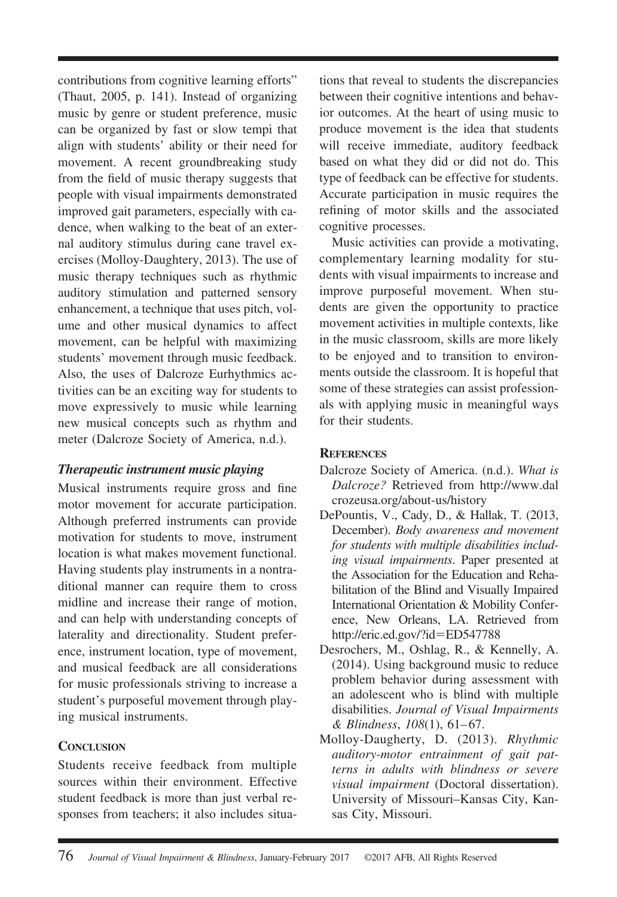contributions from cognitive learning efforts" (Thaut, 2005, p. 141). Instead of organizing music by genre or student preference, music can be organized by fast or slow tempi that align with students' ability or their need for movement. A recent groundbreaking study from the field of music therapy suggests that people with visual impairments demonstrated improved gait parameters, especially with cadence, when walking to the beat of an external auditory stimulus during cane travel exercises (Molloy-Daughtery, 2013). The use of music therapy techniques such as rhythmic auditory stimulation and patterned sensory enhancement, a technique that uses pitch, volume and other musical dynamics to affect movement, can be helpful with maximizing students' movement through music feedback. Also, the uses of Dalcroze Eurhythmics activities can be an exciting way for students to move expressively to music while learning new musical concepts such as rhythm and meter (Dalcroze Society of America, n.d.).

### *Therapeutic instrument music playing*

Musical instruments require gross and fine motor movement for accurate participation. Although preferred instruments can provide motivation for students to move, instrument location is what makes movement functional. Having students play instruments in a nontraditional manner can require them to cross midline and increase their range of motion, and can help with understanding concepts of laterality and directionality. Student preference, instrument location, type of movement, and musical feedback are all considerations for music professionals striving to increase a student's purposeful movement through playing musical instruments.

## Conclusion

Students receive feedback from multiple sources within their environment. Effective student feedback is more than just verbal responses from teachers; it also includes situations that reveal to students the discrepancies between their cognitive intentions and behavior outcomes. At the heart of using music to produce movement is the idea that students will receive immediate, auditory feedback based on what they did or did not do. This type of feedback can be effective for students. Accurate participation in music requires the refining of motor skills and the associated cognitive processes.

Music activities can provide a motivating, complementary learning modality for students with visual impairments to increase and improve purposeful movement. When students are given the opportunity to practice movement activities in multiple contexts, like in the music classroom, skills are more likely to be enjoyed and to transition to environments outside the classroom. It is hopeful that some of these strategies can assist professionals with applying music in meaningful ways for their students.

## References

Dalcroze Society of America. (n.d.). *What is Dalcroze?* Retrieved from http://www.dalcrozeusa.org/about-us/history

DePountis, V., Cady, D., & Hallak, T. (2013, December). *Body awareness and movement for students with multiple disabilities including visual impairments*. Paper presented at the Association for the Education and Rehabilitation of the Blind and Visually Impaired International Orientation & Mobility Conference, New Orleans, LA. Retrieved from http://eric.ed.gov/?id=ED547788

Desrochers, M., Oshlag, R., & Kennelly, A. (2014). Using background music to reduce problem behavior during assessment with an adolescent who is blind with multiple disabilities. *Journal of Visual Impairments & Blindness*, *108*(1), 61–67.

Molloy-Daugherty, D. (2013). *Rhythmic auditory-motor entrainment of gait patterns in adults with blindness or severe visual impairment* (Doctoral dissertation). University of Missouri–Kansas City, Kansas City, Missouri.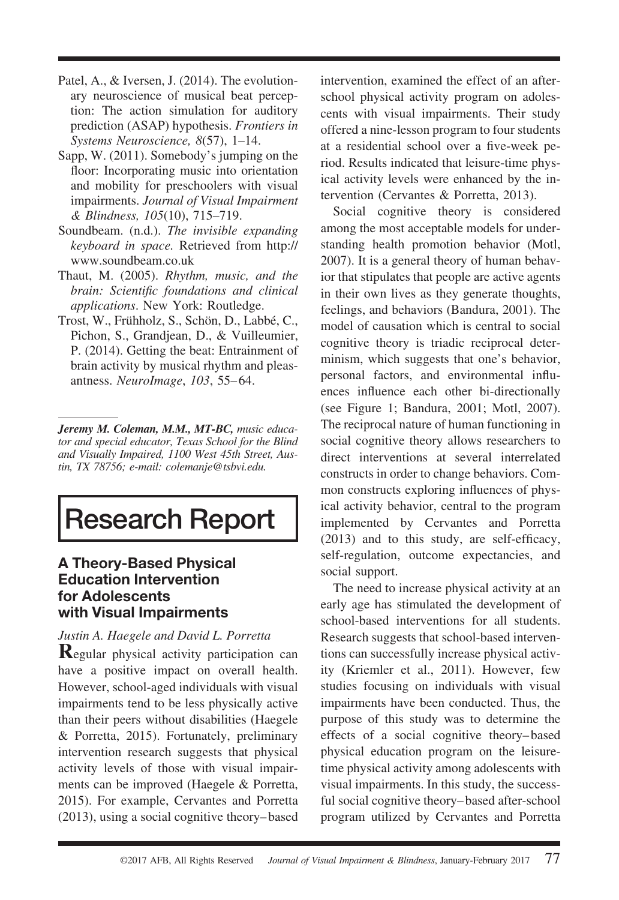Patel, A., & Iversen, J. (2014). The evolutionary neuroscience of musical beat perception: The action simulation for auditory prediction (ASAP) hypothesis. *Frontiers in Systems Neuroscience, 8*(57), 1–14.

Sapp, W. (2011). Somebody's jumping on the floor: Incorporating music into orientation and mobility for preschoolers with visual impairments. *Journal of Visual Impairment & Blindness, 105*(10), 715–719.

Soundbeam. (n.d.). *The invisible expanding keyboard in space.* Retrieved from http://www.soundbeam.co.uk

Thaut, M. (2005). *Rhythm, music, and the brain: Scientific foundations and clinical applications*. New York: Routledge.

Trost, W., Frühholz, S., Schön, D., Labbé, C., Pichon, S., Grandjean, D., & Vuilleumier, P. (2014). Getting the beat: Entrainment of brain activity by musical rhythm and pleasantness. *NeuroImage*, *103*, 55–64.

---

***Jeremy M. Coleman, M.M., MT-BC,*** *music educator and special educator, Texas School for the Blind and Visually Impaired, 1100 West 45th Street, Austin, TX 78756; e-mail: colemanje@tsbvi.edu.*

# Research Report

## A Theory-Based Physical Education Intervention for Adolescents with Visual Impairments

*Justin A. Haegele and David L. Porretta*

Regular physical activity participation can have a positive impact on overall health. However, school-aged individuals with visual impairments tend to be less physically active than their peers without disabilities (Haegele & Porretta, 2015). Fortunately, preliminary intervention research suggests that physical activity levels of those with visual impairments can be improved (Haegele & Porretta, 2015). For example, Cervantes and Porretta (2013), using a social cognitive theory–based intervention, examined the effect of an after-school physical activity program on adolescents with visual impairments. Their study offered a nine-lesson program to four students at a residential school over a five-week period. Results indicated that leisure-time physical activity levels were enhanced by the intervention (Cervantes & Porretta, 2013).

Social cognitive theory is considered among the most acceptable models for understanding health promotion behavior (Motl, 2007). It is a general theory of human behavior that stipulates that people are active agents in their own lives as they generate thoughts, feelings, and behaviors (Bandura, 2001). The model of causation which is central to social cognitive theory is triadic reciprocal determinism, which suggests that one's behavior, personal factors, and environmental influences influence each other bi-directionally (see Figure 1; Bandura, 2001; Motl, 2007). The reciprocal nature of human functioning in social cognitive theory allows researchers to direct interventions at several interrelated constructs in order to change behaviors. Common constructs exploring influences of physical activity behavior, central to the program implemented by Cervantes and Porretta (2013) and to this study, are self-efficacy, self-regulation, outcome expectancies, and social support.

The need to increase physical activity at an early age has stimulated the development of school-based interventions for all students. Research suggests that school-based interventions can successfully increase physical activity (Kriemler et al., 2011). However, few studies focusing on individuals with visual impairments have been conducted. Thus, the purpose of this study was to determine the effects of a social cognitive theory–based physical education program on the leisure-time physical activity among adolescents with visual impairments. In this study, the successful social cognitive theory–based after-school program utilized by Cervantes and Porretta